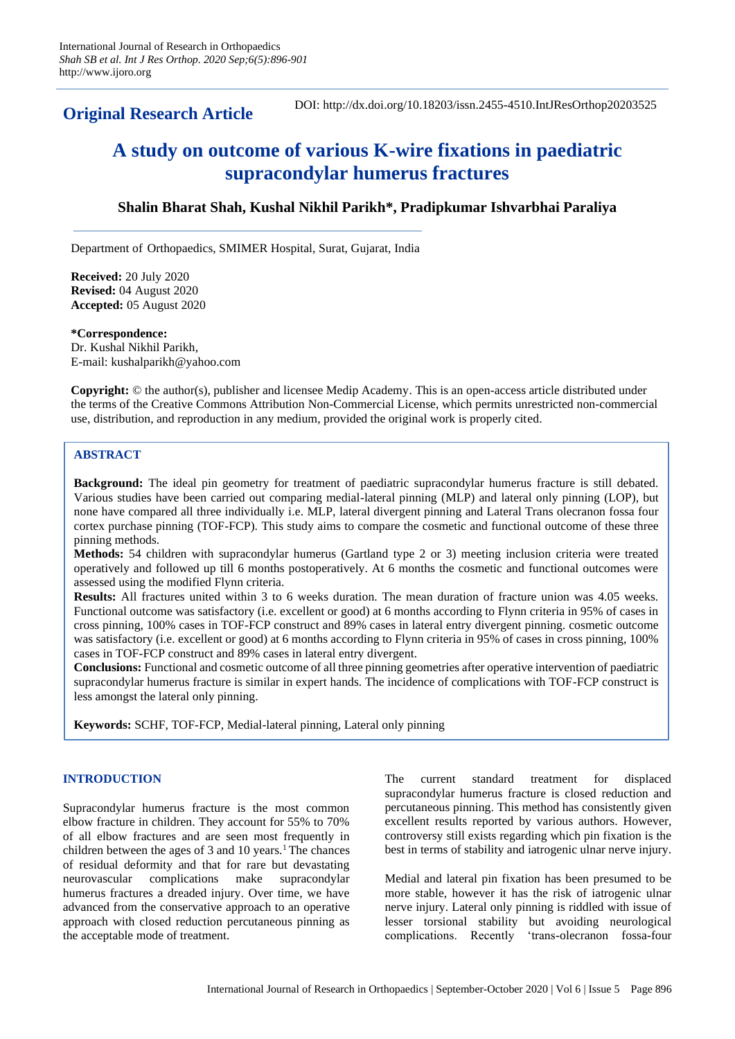**Original Research Article**

DOI: http://dx.doi.org/10.18203/issn.2455-4510.IntJResOrthop20203525

# A study on outcome of various K-wire fixations in paediatric supracondylar humerus fractures

**Shalin Bharat Shah, Kushal Nikhil Parikh\*, Pradipkumar Ishvarbhai Paraliya**

Department of Orthopaedics, SMIMER Hospital, Surat, Gujarat, India

**Received:** 20 July 2020
**Revised:** 04 August 2020
**Accepted:** 05 August 2020

**\*Correspondence:**
Dr. Kushal Nikhil Parikh,
E-mail: kushalparikh@yahoo.com

**Copyright:** © the author(s), publisher and licensee Medip Academy. This is an open-access article distributed under the terms of the Creative Commons Attribution Non-Commercial License, which permits unrestricted non-commercial use, distribution, and reproduction in any medium, provided the original work is properly cited.

## ABSTRACT

**Background:** The ideal pin geometry for treatment of paediatric supracondylar humerus fracture is still debated. Various studies have been carried out comparing medial-lateral pinning (MLP) and lateral only pinning (LOP), but none have compared all three individually i.e. MLP, lateral divergent pinning and Lateral Trans olecranon fossa four cortex purchase pinning (TOF-FCP). This study aims to compare the cosmetic and functional outcome of these three pinning methods.

**Methods:** 54 children with supracondylar humerus (Gartland type 2 or 3) meeting inclusion criteria were treated operatively and followed up till 6 months postoperatively. At 6 months the cosmetic and functional outcomes were assessed using the modified Flynn criteria.

**Results:** All fractures united within 3 to 6 weeks duration. The mean duration of fracture union was 4.05 weeks. Functional outcome was satisfactory (i.e. excellent or good) at 6 months according to Flynn criteria in 95% of cases in cross pinning, 100% cases in TOF-FCP construct and 89% cases in lateral entry divergent pinning. cosmetic outcome was satisfactory (i.e. excellent or good) at 6 months according to Flynn criteria in 95% of cases in cross pinning, 100% cases in TOF-FCP construct and 89% cases in lateral entry divergent.

**Conclusions:** Functional and cosmetic outcome of all three pinning geometries after operative intervention of paediatric supracondylar humerus fracture is similar in expert hands. The incidence of complications with TOF-FCP construct is less amongst the lateral only pinning.

**Keywords:** SCHF, TOF-FCP, Medial-lateral pinning, Lateral only pinning

## INTRODUCTION

Supracondylar humerus fracture is the most common elbow fracture in children. They account for 55% to 70% of all elbow fractures and are seen most frequently in children between the ages of 3 and 10 years.[1] The chances of residual deformity and that for rare but devastating neurovascular complications make supracondylar humerus fractures a dreaded injury. Over time, we have advanced from the conservative approach to an operative approach with closed reduction percutaneous pinning as the acceptable mode of treatment.

The current standard treatment for displaced supracondylar humerus fracture is closed reduction and percutaneous pinning. This method has consistently given excellent results reported by various authors. However, controversy still exists regarding which pin fixation is the best in terms of stability and iatrogenic ulnar nerve injury.

Medial and lateral pin fixation has been presumed to be more stable, however it has the risk of iatrogenic ulnar nerve injury. Lateral only pinning is riddled with issue of lesser torsional stability but avoiding neurological complications. Recently 'trans-olecranon fossa-four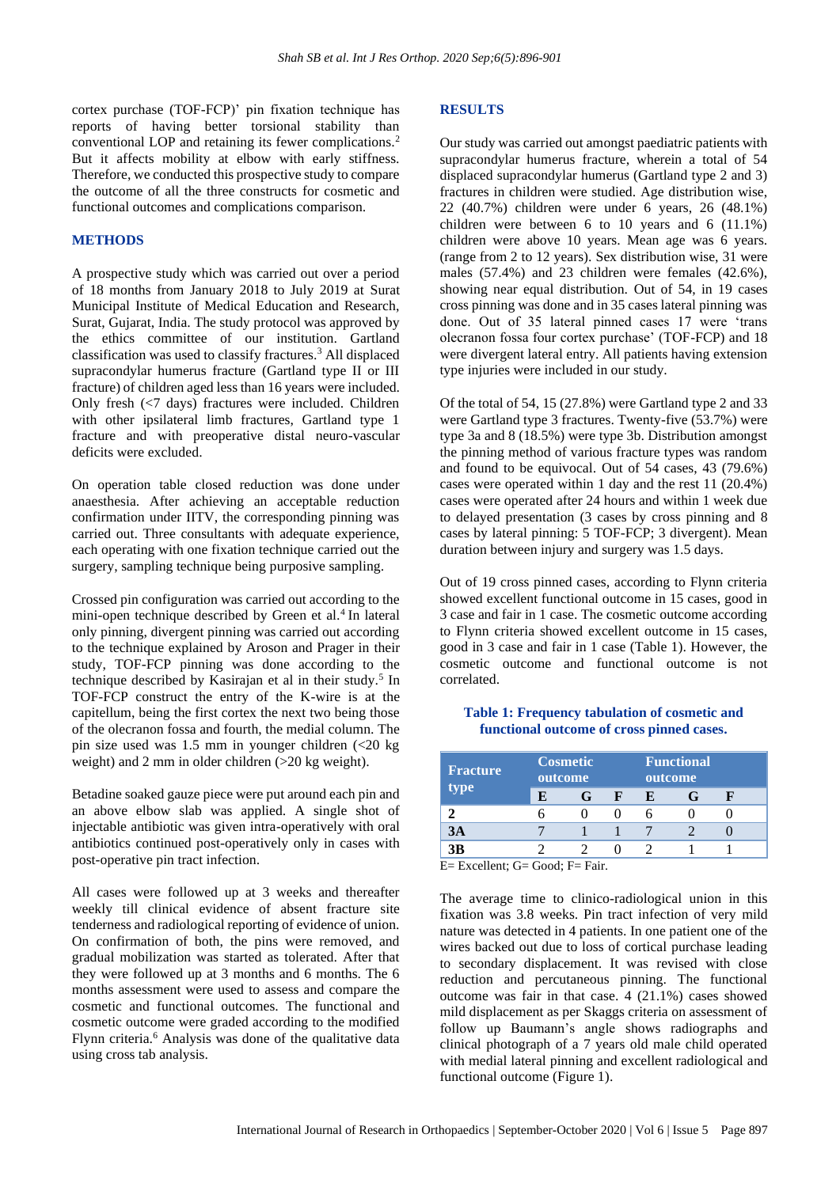cortex purchase (TOF-FCP)' pin fixation technique has reports of having better torsional stability than conventional LOP and retaining its fewer complications.[2] But it affects mobility at elbow with early stiffness. Therefore, we conducted this prospective study to compare the outcome of all the three constructs for cosmetic and functional outcomes and complications comparison.

## METHODS

A prospective study which was carried out over a period of 18 months from January 2018 to July 2019 at Surat Municipal Institute of Medical Education and Research, Surat, Gujarat, India. The study protocol was approved by the ethics committee of our institution. Gartland classification was used to classify fractures.[3] All displaced supracondylar humerus fracture (Gartland type II or III fracture) of children aged less than 16 years were included. Only fresh (<7 days) fractures were included. Children with other ipsilateral limb fractures, Gartland type 1 fracture and with preoperative distal neuro-vascular deficits were excluded.

On operation table closed reduction was done under anaesthesia. After achieving an acceptable reduction confirmation under IITV, the corresponding pinning was carried out. Three consultants with adequate experience, each operating with one fixation technique carried out the surgery, sampling technique being purposive sampling.

Crossed pin configuration was carried out according to the mini-open technique described by Green et al.[4] In lateral only pinning, divergent pinning was carried out according to the technique explained by Aroson and Prager in their study, TOF-FCP pinning was done according to the technique described by Kasirajan et al in their study.[5] In TOF-FCP construct the entry of the K-wire is at the capitellum, being the first cortex the next two being those of the olecranon fossa and fourth, the medial column. The pin size used was 1.5 mm in younger children (<20 kg weight) and 2 mm in older children (>20 kg weight).

Betadine soaked gauze piece were put around each pin and an above elbow slab was applied. A single shot of injectable antibiotic was given intra-operatively with oral antibiotics continued post-operatively only in cases with post-operative pin tract infection.

All cases were followed up at 3 weeks and thereafter weekly till clinical evidence of absent fracture site tenderness and radiological reporting of evidence of union. On confirmation of both, the pins were removed, and gradual mobilization was started as tolerated. After that they were followed up at 3 months and 6 months. The 6 months assessment were used to assess and compare the cosmetic and functional outcomes. The functional and cosmetic outcome were graded according to the modified Flynn criteria.[6] Analysis was done of the qualitative data using cross tab analysis.

## RESULTS

Our study was carried out amongst paediatric patients with supracondylar humerus fracture, wherein a total of 54 displaced supracondylar humerus (Gartland type 2 and 3) fractures in children were studied. Age distribution wise, 22 (40.7%) children were under 6 years, 26 (48.1%) children were between 6 to 10 years and 6 (11.1%) children were above 10 years. Mean age was 6 years. (range from 2 to 12 years). Sex distribution wise, 31 were males (57.4%) and 23 children were females (42.6%), showing near equal distribution. Out of 54, in 19 cases cross pinning was done and in 35 cases lateral pinning was done. Out of 35 lateral pinned cases 17 were 'trans olecranon fossa four cortex purchase' (TOF-FCP) and 18 were divergent lateral entry. All patients having extension type injuries were included in our study.

Of the total of 54, 15 (27.8%) were Gartland type 2 and 33 were Gartland type 3 fractures. Twenty-five (53.7%) were type 3a and 8 (18.5%) were type 3b. Distribution amongst the pinning method of various fracture types was random and found to be equivocal. Out of 54 cases, 43 (79.6%) cases were operated within 1 day and the rest 11 (20.4%) cases were operated after 24 hours and within 1 week due to delayed presentation (3 cases by cross pinning and 8 cases by lateral pinning: 5 TOF-FCP; 3 divergent). Mean duration between injury and surgery was 1.5 days.

Out of 19 cross pinned cases, according to Flynn criteria showed excellent functional outcome in 15 cases, good in 3 case and fair in 1 case. The cosmetic outcome according to Flynn criteria showed excellent outcome in 15 cases, good in 3 case and fair in 1 case (Table 1). However, the cosmetic outcome and functional outcome is not correlated.

**Table 1: Frequency tabulation of cosmetic and functional outcome of cross pinned cases.**

| Fracture type | Cosmetic outcome | | | Functional outcome | | |
|---|---|---|---|---|---|---|
| | E | G | F | E | G | F |
| 2 | 6 | 0 | 0 | 6 | 0 | 0 |
| 3A | 7 | 1 | 1 | 7 | 2 | 0 |
| 3B | 2 | 2 | 0 | 2 | 1 | 1 |

E= Excellent; G= Good; F= Fair.

The average time to clinico-radiological union in this fixation was 3.8 weeks. Pin tract infection of very mild nature was detected in 4 patients. In one patient one of the wires backed out due to loss of cortical purchase leading to secondary displacement. It was revised with close reduction and percutaneous pinning. The functional outcome was fair in that case. 4 (21.1%) cases showed mild displacement as per Skaggs criteria on assessment of follow up Baumann's angle shows radiographs and clinical photograph of a 7 years old male child operated with medial lateral pinning and excellent radiological and functional outcome (Figure 1).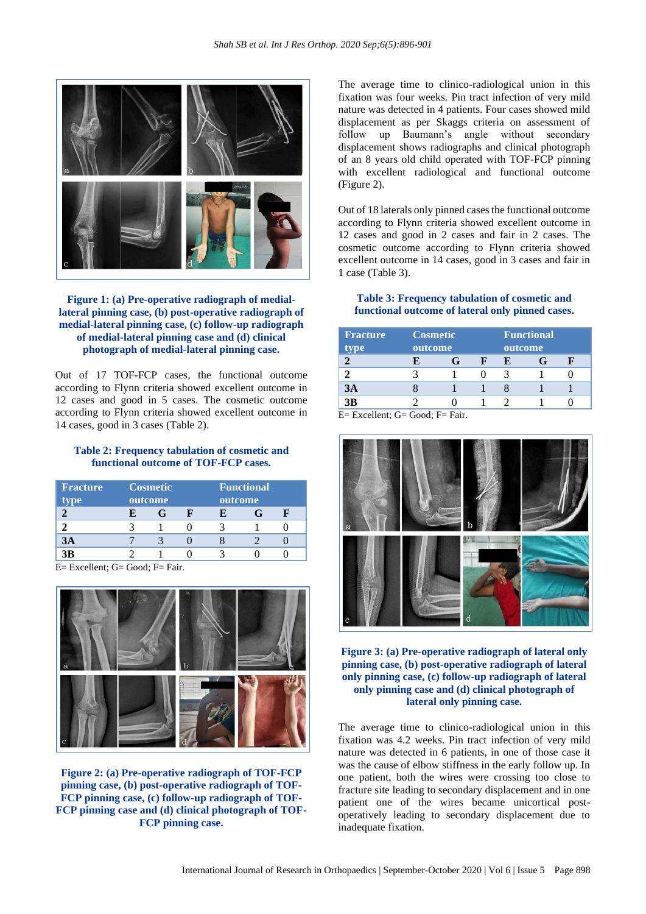**Figure 1: (a) Pre-operative radiograph of medial-lateral pinning case, (b) post-operative radiograph of medial-lateral pinning case, (c) follow-up radiograph of medial-lateral pinning case and (d) clinical photograph of medial-lateral pinning case.**

Out of 17 TOF-FCP cases, the functional outcome according to Flynn criteria showed excellent outcome in 12 cases and good in 5 cases. The cosmetic outcome according to Flynn criteria showed excellent outcome in 14 cases, good in 3 cases (Table 2).

**Table 2: Frequency tabulation of cosmetic and functional outcome of TOF-FCP cases.**

| Fracture type | Cosmetic outcome | | | Functional outcome | | |
|---|---|---|---|---|---|---|
| **2** | **E** | **G** | **F** | **E** | **G** | **F** |
| **2** | 3 | 1 | 0 | 3 | 1 | 0 |
| **3A** | 7 | 3 | 0 | 8 | 2 | 0 |
| **3B** | 2 | 1 | 0 | 3 | 0 | 0 |

E= Excellent; G= Good; F= Fair.

**Figure 2: (a) Pre-operative radiograph of TOF-FCP pinning case, (b) post-operative radiograph of TOF-FCP pinning case, (c) follow-up radiograph of TOF-FCP pinning case and (d) clinical photograph of TOF-FCP pinning case.**

The average time to clinico-radiological union in this fixation was four weeks. Pin tract infection of very mild nature was detected in 4 patients. Four cases showed mild displacement as per Skaggs criteria on assessment of follow up Baumann's angle without secondary displacement shows radiographs and clinical photograph of an 8 years old child operated with TOF-FCP pinning with excellent radiological and functional outcome (Figure 2).

Out of 18 laterals only pinned cases the functional outcome according to Flynn criteria showed excellent outcome in 12 cases and good in 2 cases and fair in 2 cases. The cosmetic outcome according to Flynn criteria showed excellent outcome in 14 cases, good in 3 cases and fair in 1 case (Table 3).

**Table 3: Frequency tabulation of cosmetic and functional outcome of lateral only pinned cases.**

| Fracture type | Cosmetic outcome | | | Functional outcome | | |
|---|---|---|---|---|---|---|
| **2** | **E** | **G** | **F** | **E** | **G** | **F** |
| **2** | 3 | 1 | 0 | 3 | 1 | 0 |
| **3A** | 8 | 1 | 1 | 8 | 1 | 1 |
| **3B** | 2 | 0 | 1 | 2 | 1 | 0 |

E= Excellent; G= Good; F= Fair.

**Figure 3: (a) Pre-operative radiograph of lateral only pinning case, (b) post-operative radiograph of lateral only pinning case, (c) follow-up radiograph of lateral only pinning case and (d) clinical photograph of lateral only pinning case.**

The average time to clinico-radiological union in this fixation was 4.2 weeks. Pin tract infection of very mild nature was detected in 6 patients, in one of those case it was the cause of elbow stiffness in the early follow up. In one patient, both the wires were crossing too close to fracture site leading to secondary displacement and in one patient one of the wires became unicortical post-operatively leading to secondary displacement due to inadequate fixation.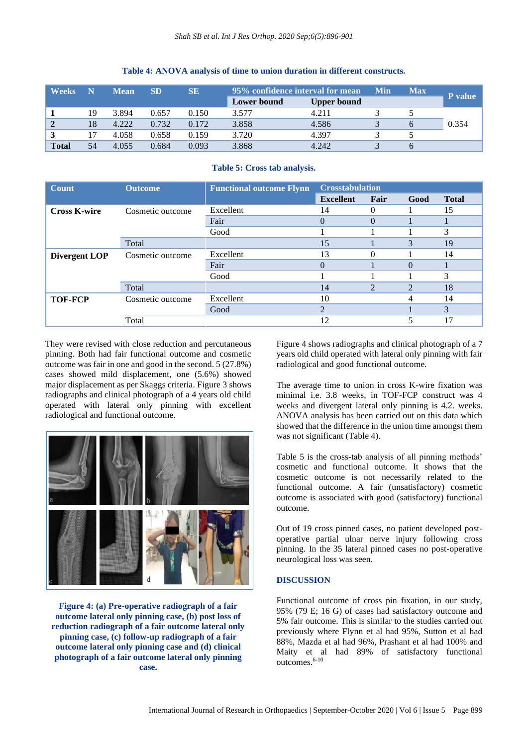**Table 4: ANOVA analysis of time to union duration in different constructs.**

| Weeks | N | Mean | SD | SE | 95% confidence interval for mean | | Min | Max | P value |
|---|---|---|---|---|---|---|---|---|---|
| | | | | | Lower bound | Upper bound | | | |
| **1** | 19 | 3.894 | 0.657 | 0.150 | 3.577 | 4.211 | 3 | 5 | 0.354 |
| **2** | 18 | 4.222 | 0.732 | 0.172 | 3.858 | 4.586 | 3 | 6 | |
| **3** | 17 | 4.058 | 0.658 | 0.159 | 3.720 | 4.397 | 3 | 5 | |
| **Total** | 54 | 4.055 | 0.684 | 0.093 | 3.868 | 4.242 | 3 | 6 | |

**Table 5: Cross tab analysis.**

| Count | Outcome | Functional outcome Flynn | Crosstabulation | | | |
|---|---|---|---|---|---|---|
| | | | Excellent | Fair | Good | Total |
| **Cross K-wire** | Cosmetic outcome | Excellent | 14 | 0 | 1 | 15 |
| | | Fair | 0 | 0 | 1 | 1 |
| | | Good | 1 | 1 | 1 | 3 |
| | Total | | 15 | 1 | 3 | 19 |
| **Divergent LOP** | Cosmetic outcome | Excellent | 13 | 0 | 1 | 14 |
| | | Fair | 0 | 1 | 0 | 1 |
| | | Good | 1 | 1 | 1 | 3 |
| | Total | | 14 | 2 | 2 | 18 |
| **TOF-FCP** | Cosmetic outcome | Excellent | 10 | | 4 | 14 |
| | | Good | 2 | | 1 | 3 |
| | Total | | 12 | | 5 | 17 |

They were revised with close reduction and percutaneous pinning. Both had fair functional outcome and cosmetic outcome was fair in one and good in the second. 5 (27.8%) cases showed mild displacement, one (5.6%) showed major displacement as per Skaggs criteria. Figure 3 shows radiographs and clinical photograph of a 4 years old child operated with lateral only pinning with excellent radiological and functional outcome.

**Figure 4: (a) Pre-operative radiograph of a fair outcome lateral only pinning case, (b) post loss of reduction radiograph of a fair outcome lateral only pinning case, (c) follow-up radiograph of a fair outcome lateral only pinning case and (d) clinical photograph of a fair outcome lateral only pinning case.**

Figure 4 shows radiographs and clinical photograph of a 7 years old child operated with lateral only pinning with fair radiological and good functional outcome.

The average time to union in cross K-wire fixation was minimal i.e. 3.8 weeks, in TOF-FCP construct was 4 weeks and divergent lateral only pinning is 4.2. weeks. ANOVA analysis has been carried out on this data which showed that the difference in the union time amongst them was not significant (Table 4).

Table 5 is the cross-tab analysis of all pinning methods' cosmetic and functional outcome. It shows that the cosmetic outcome is not necessarily related to the functional outcome. A fair (unsatisfactory) cosmetic outcome is associated with good (satisfactory) functional outcome.

Out of 19 cross pinned cases, no patient developed post-operative partial ulnar nerve injury following cross pinning. In the 35 lateral pinned cases no post-operative neurological loss was seen.

## DISCUSSION

Functional outcome of cross pin fixation, in our study, 95% (79 E; 16 G) of cases had satisfactory outcome and 5% fair outcome. This is similar to the studies carried out previously where Flynn et al had 95%, Sutton et al had 88%, Mazda et al had 96%, Prashant et al had 100% and Maity et al had 89% of satisfactory functional outcomes.[6-10]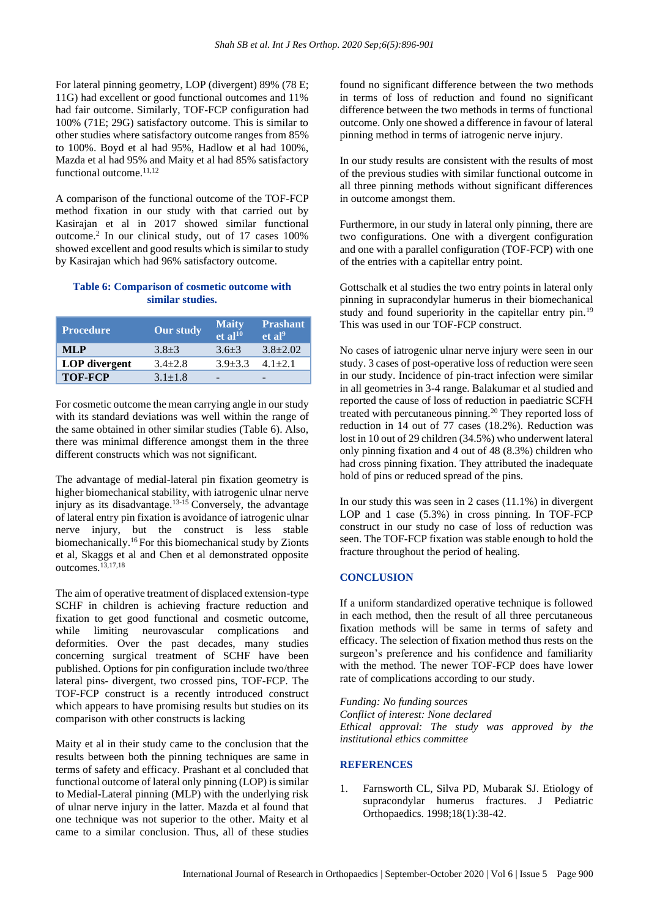For lateral pinning geometry, LOP (divergent) 89% (78 E; 11G) had excellent or good functional outcomes and 11% had fair outcome. Similarly, TOF-FCP configuration had 100% (71E; 29G) satisfactory outcome. This is similar to other studies where satisfactory outcome ranges from 85% to 100%. Boyd et al had 95%, Hadlow et al had 100%, Mazda et al had 95% and Maity et al had 85% satisfactory functional outcome.[11,12]

A comparison of the functional outcome of the TOF-FCP method fixation in our study with that carried out by Kasirajan et al in 2017 showed similar functional outcome.[2] In our clinical study, out of 17 cases 100% showed excellent and good results which is similar to study by Kasirajan which had 96% satisfactory outcome.

**Table 6: Comparison of cosmetic outcome with similar studies.**

| Procedure | Our study | Maity et al[10] | Prashant et al[9] |
|---|---|---|---|
| **MLP** | 3.8±3 | 3.6±3 | 3.8±2.02 |
| **LOP divergent** | 3.4±2.8 | 3.9±3.3 | 4.1±2.1 |
| **TOF-FCP** | 3.1±1.8 | - | - |

For cosmetic outcome the mean carrying angle in our study with its standard deviations was well within the range of the same obtained in other similar studies (Table 6). Also, there was minimal difference amongst them in the three different constructs which was not significant.

The advantage of medial-lateral pin fixation geometry is higher biomechanical stability, with iatrogenic ulnar nerve injury as its disadvantage.[13-15] Conversely, the advantage of lateral entry pin fixation is avoidance of iatrogenic ulnar nerve injury, but the construct is less stable biomechanically.[16] For this biomechanical study by Zionts et al, Skaggs et al and Chen et al demonstrated opposite outcomes.[13,17,18]

The aim of operative treatment of displaced extension-type SCHF in children is achieving fracture reduction and fixation to get good functional and cosmetic outcome, while limiting neurovascular complications and deformities. Over the past decades, many studies concerning surgical treatment of SCHF have been published. Options for pin configuration include two/three lateral pins- divergent, two crossed pins, TOF-FCP. The TOF-FCP construct is a recently introduced construct which appears to have promising results but studies on its comparison with other constructs is lacking

Maity et al in their study came to the conclusion that the results between both the pinning techniques are same in terms of safety and efficacy. Prashant et al concluded that functional outcome of lateral only pinning (LOP) is similar to Medial-Lateral pinning (MLP) with the underlying risk of ulnar nerve injury in the latter. Mazda et al found that one technique was not superior to the other. Maity et al came to a similar conclusion. Thus, all of these studies found no significant difference between the two methods in terms of loss of reduction and found no significant difference between the two methods in terms of functional outcome. Only one showed a difference in favour of lateral pinning method in terms of iatrogenic nerve injury.

In our study results are consistent with the results of most of the previous studies with similar functional outcome in all three pinning methods without significant differences in outcome amongst them.

Furthermore, in our study in lateral only pinning, there are two configurations. One with a divergent configuration and one with a parallel configuration (TOF-FCP) with one of the entries with a capitellar entry point.

Gottschalk et al studies the two entry points in lateral only pinning in supracondylar humerus in their biomechanical study and found superiority in the capitellar entry pin.[19] This was used in our TOF-FCP construct.

No cases of iatrogenic ulnar nerve injury were seen in our study. 3 cases of post-operative loss of reduction were seen in our study. Incidence of pin-tract infection were similar in all geometries in 3-4 range. Balakumar et al studied and reported the cause of loss of reduction in paediatric SCFH treated with percutaneous pinning.[20] They reported loss of reduction in 14 out of 77 cases (18.2%). Reduction was lost in 10 out of 29 children (34.5%) who underwent lateral only pinning fixation and 4 out of 48 (8.3%) children who had cross pinning fixation. They attributed the inadequate hold of pins or reduced spread of the pins.

In our study this was seen in 2 cases (11.1%) in divergent LOP and 1 case (5.3%) in cross pinning. In TOF-FCP construct in our study no case of loss of reduction was seen. The TOF-FCP fixation was stable enough to hold the fracture throughout the period of healing.

## CONCLUSION

If a uniform standardized operative technique is followed in each method, then the result of all three percutaneous fixation methods will be same in terms of safety and efficacy. The selection of fixation method thus rests on the surgeon's preference and his confidence and familiarity with the method. The newer TOF-FCP does have lower rate of complications according to our study.

*Funding: No funding sources*
*Conflict of interest: None declared*
*Ethical approval: The study was approved by the institutional ethics committee*

## REFERENCES

1. Farnsworth CL, Silva PD, Mubarak SJ. Etiology of supracondylar humerus fractures. J Pediatric Orthopaedics. 1998;18(1):38-42.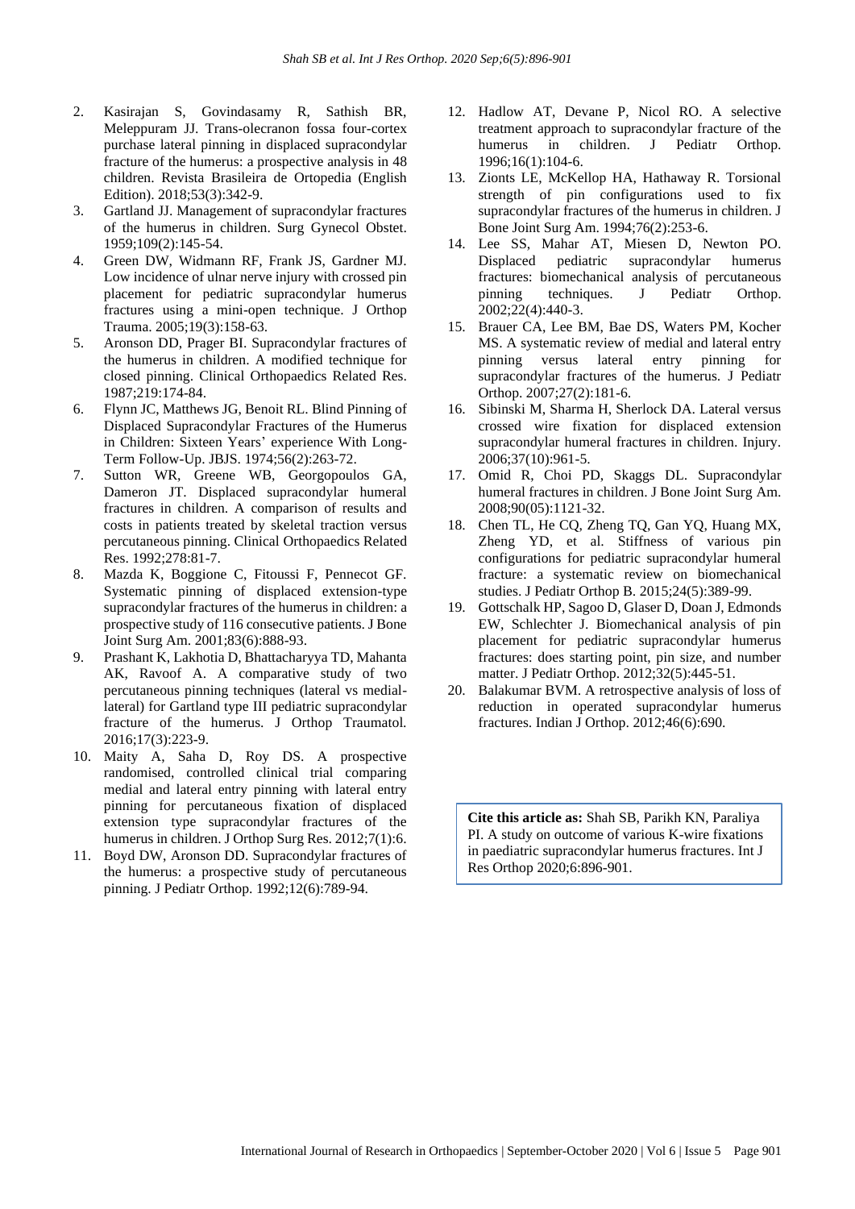2. Kasirajan S, Govindasamy R, Sathish BR, Meleppuram JJ. Trans-olecranon fossa four-cortex purchase lateral pinning in displaced supracondylar fracture of the humerus: a prospective analysis in 48 children. Revista Brasileira de Ortopedia (English Edition). 2018;53(3):342-9.
3. Gartland JJ. Management of supracondylar fractures of the humerus in children. Surg Gynecol Obstet. 1959;109(2):145-54.
4. Green DW, Widmann RF, Frank JS, Gardner MJ. Low incidence of ulnar nerve injury with crossed pin placement for pediatric supracondylar humerus fractures using a mini-open technique. J Orthop Trauma. 2005;19(3):158-63.
5. Aronson DD, Prager BI. Supracondylar fractures of the humerus in children. A modified technique for closed pinning. Clinical Orthopaedics Related Res. 1987;219:174-84.
6. Flynn JC, Matthews JG, Benoit RL. Blind Pinning of Displaced Supracondylar Fractures of the Humerus in Children: Sixteen Years' experience With Long-Term Follow-Up. JBJS. 1974;56(2):263-72.
7. Sutton WR, Greene WB, Georgopoulos GA, Dameron JT. Displaced supracondylar humeral fractures in children. A comparison of results and costs in patients treated by skeletal traction versus percutaneous pinning. Clinical Orthopaedics Related Res. 1992;278:81-7.
8. Mazda K, Boggione C, Fitoussi F, Pennecot GF. Systematic pinning of displaced extension-type supracondylar fractures of the humerus in children: a prospective study of 116 consecutive patients. J Bone Joint Surg Am. 2001;83(6):888-93.
9. Prashant K, Lakhotia D, Bhattacharyya TD, Mahanta AK, Ravoof A. A comparative study of two percutaneous pinning techniques (lateral vs medial-lateral) for Gartland type III pediatric supracondylar fracture of the humerus. J Orthop Traumatol. 2016;17(3):223-9.
10. Maity A, Saha D, Roy DS. A prospective randomised, controlled clinical trial comparing medial and lateral entry pinning with lateral entry pinning for percutaneous fixation of displaced extension type supracondylar fractures of the humerus in children. J Orthop Surg Res. 2012;7(1):6.
11. Boyd DW, Aronson DD. Supracondylar fractures of the humerus: a prospective study of percutaneous pinning. J Pediatr Orthop. 1992;12(6):789-94.
12. Hadlow AT, Devane P, Nicol RO. A selective treatment approach to supracondylar fracture of the humerus in children. J Pediatr Orthop. 1996;16(1):104-6.
13. Zionts LE, McKellop HA, Hathaway R. Torsional strength of pin configurations used to fix supracondylar fractures of the humerus in children. J Bone Joint Surg Am. 1994;76(2):253-6.
14. Lee SS, Mahar AT, Miesen D, Newton PO. Displaced pediatric supracondylar humerus fractures: biomechanical analysis of percutaneous pinning techniques. J Pediatr Orthop. 2002;22(4):440-3.
15. Brauer CA, Lee BM, Bae DS, Waters PM, Kocher MS. A systematic review of medial and lateral entry pinning versus lateral entry pinning for supracondylar fractures of the humerus. J Pediatr Orthop. 2007;27(2):181-6.
16. Sibinski M, Sharma H, Sherlock DA. Lateral versus crossed wire fixation for displaced extension supracondylar humeral fractures in children. Injury. 2006;37(10):961-5.
17. Omid R, Choi PD, Skaggs DL. Supracondylar humeral fractures in children. J Bone Joint Surg Am. 2008;90(05):1121-32.
18. Chen TL, He CQ, Zheng TQ, Gan YQ, Huang MX, Zheng YD, et al. Stiffness of various pin configurations for pediatric supracondylar humeral fracture: a systematic review on biomechanical studies. J Pediatr Orthop B. 2015;24(5):389-99.
19. Gottschalk HP, Sagoo D, Glaser D, Doan J, Edmonds EW, Schlechter J. Biomechanical analysis of pin placement for pediatric supracondylar humerus fractures: does starting point, pin size, and number matter. J Pediatr Orthop. 2012;32(5):445-51.
20. Balakumar BVM. A retrospective analysis of loss of reduction in operated supracondylar humerus fractures. Indian J Orthop. 2012;46(6):690.

**Cite this article as:** Shah SB, Parikh KN, Paraliya PI. A study on outcome of various K-wire fixations in paediatric supracondylar humerus fractures. Int J Res Orthop 2020;6:896-901.